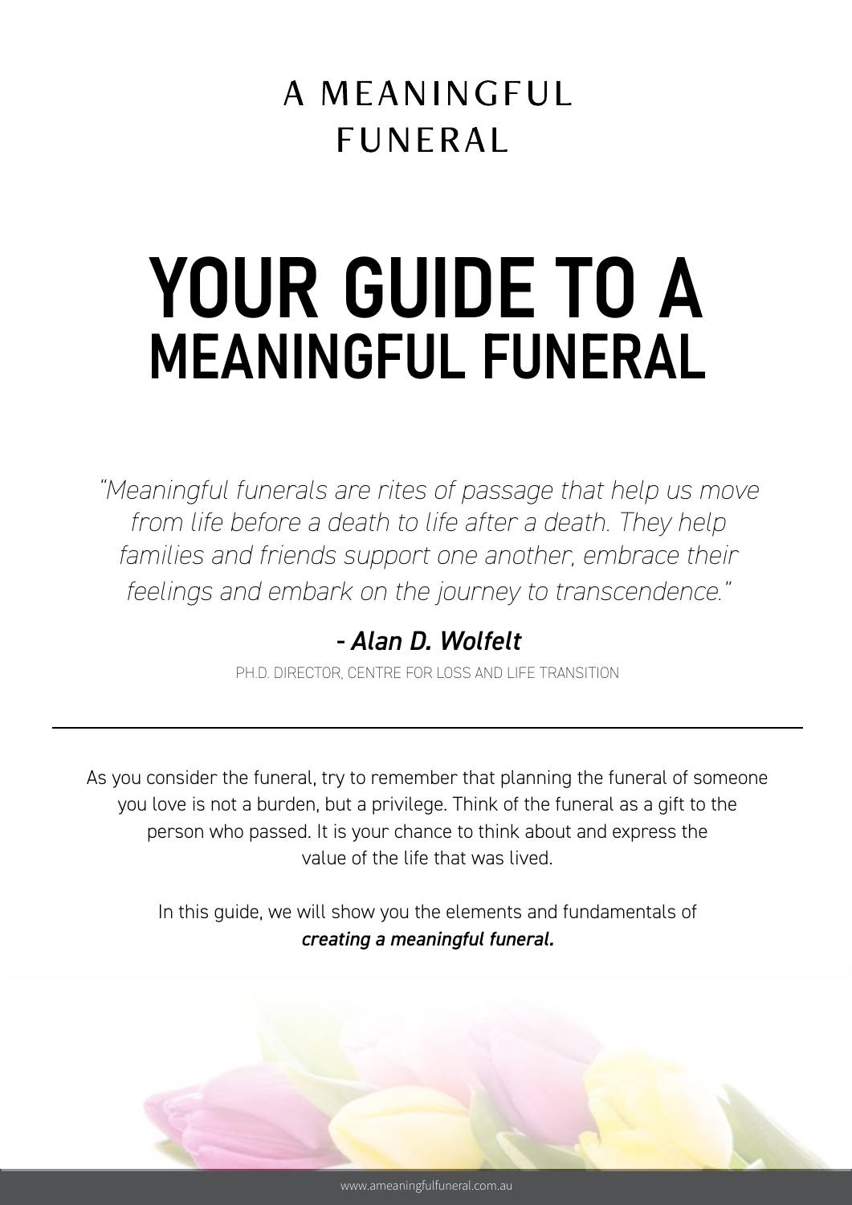A MEANINGFUL FUNERAL

# YOUR GUIDE TO A MEANINGFUL FUNERAL

*"Meaningful funerals are rites of passage that help us move from life before a death to life after a death. They help families and friends support one another, embrace their feelings and embark on the journey to transcendence."*

***- Alan D. Wolfelt***

PH.D. DIRECTOR, CENTRE FOR LOSS AND LIFE TRANSITION

---

As you consider the funeral, try to remember that planning the funeral of someone you love is not a burden, but a privilege. Think of the funeral as a gift to the person who passed. It is your chance to think about and express the value of the life that was lived.

In this guide, we will show you the elements and fundamentals of ***creating a meaningful funeral.***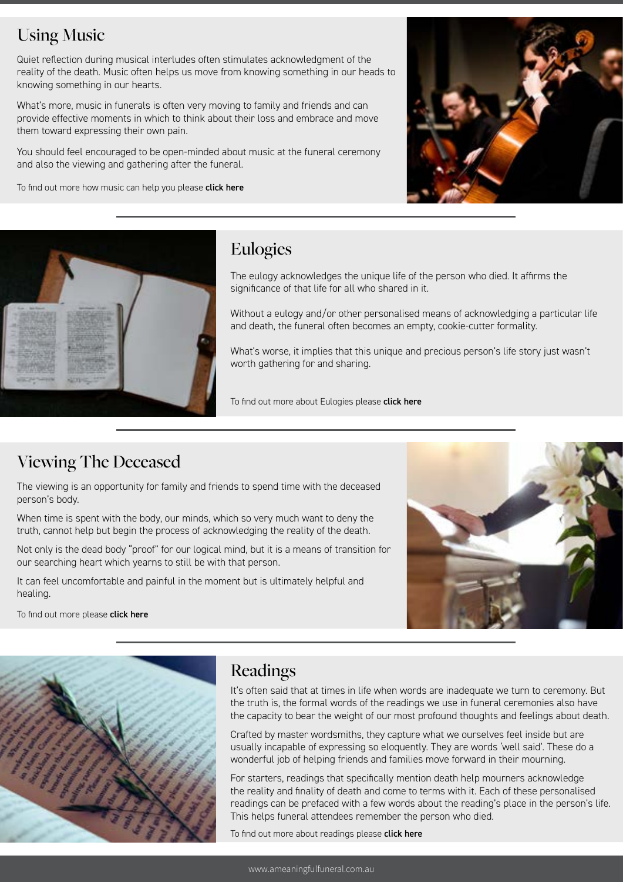## Using Music

Quiet reflection during musical interludes often stimulates acknowledgment of the reality of the death. Music often helps us move from knowing something in our heads to knowing something in our hearts.

What's more, music in funerals is often very moving to family and friends and can provide effective moments in which to think about their loss and embrace and move them toward expressing their own pain.

You should feel encouraged to be open-minded about music at the funeral ceremony and also the viewing and gathering after the funeral.

To find out more how music can help you please **click here**

## Eulogies

The eulogy acknowledges the unique life of the person who died. It affirms the significance of that life for all who shared in it.

Without a eulogy and/or other personalised means of acknowledging a particular life and death, the funeral often becomes an empty, cookie-cutter formality.

What's worse, it implies that this unique and precious person's life story just wasn't worth gathering for and sharing.

To find out more about Eulogies please **click here**

## Viewing The Deceased

The viewing is an opportunity for family and friends to spend time with the deceased person's body.

When time is spent with the body, our minds, which so very much want to deny the truth, cannot help but begin the process of acknowledging the reality of the death.

Not only is the dead body "proof" for our logical mind, but it is a means of transition for our searching heart which yearns to still be with that person.

It can feel uncomfortable and painful in the moment but is ultimately helpful and healing.

To find out more please **click here**

## Readings

It's often said that at times in life when words are inadequate we turn to ceremony. But the truth is, the formal words of the readings we use in funeral ceremonies also have the capacity to bear the weight of our most profound thoughts and feelings about death.

Crafted by master wordsmiths, they capture what we ourselves feel inside but are usually incapable of expressing so eloquently. They are words 'well said'. These do a wonderful job of helping friends and families move forward in their mourning.

For starters, readings that specifically mention death help mourners acknowledge the reality and finality of death and come to terms with it. Each of these personalised readings can be prefaced with a few words about the reading's place in the person's life. This helps funeral attendees remember the person who died.

To find out more about readings please **click here**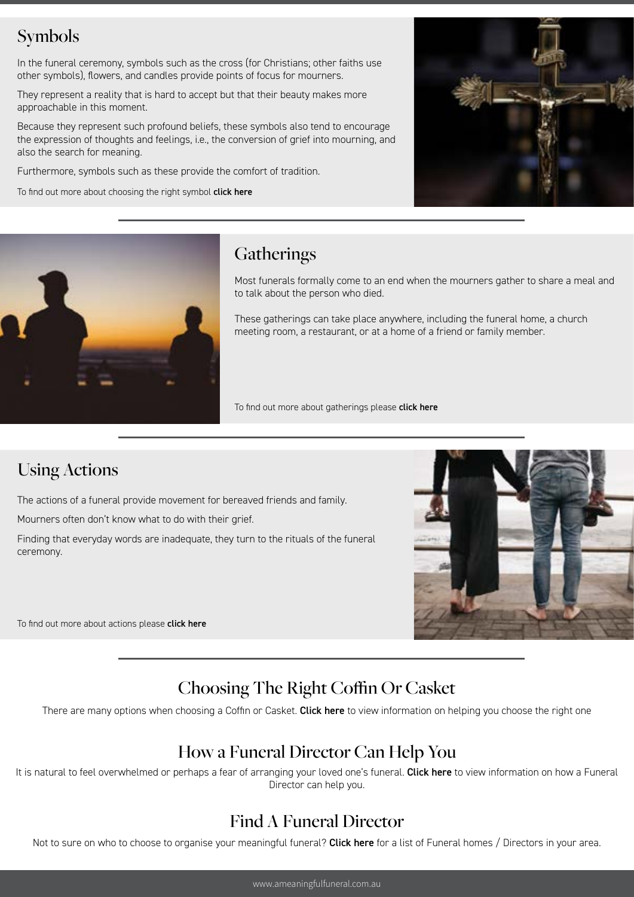## Symbols

In the funeral ceremony, symbols such as the cross (for Christians; other faiths use other symbols), flowers, and candles provide points of focus for mourners.

They represent a reality that is hard to accept but that their beauty makes more approachable in this moment.

Because they represent such profound beliefs, these symbols also tend to encourage the expression of thoughts and feelings, i.e., the conversion of grief into mourning, and also the search for meaning.

Furthermore, symbols such as these provide the comfort of tradition.

To find out more about choosing the right symbol **click here**

## Gatherings

Most funerals formally come to an end when the mourners gather to share a meal and to talk about the person who died.

These gatherings can take place anywhere, including the funeral home, a church meeting room, a restaurant, or at a home of a friend or family member.

To find out more about gatherings please **click here**

## Using Actions

The actions of a funeral provide movement for bereaved friends and family.

Mourners often don't know what to do with their grief.

Finding that everyday words are inadequate, they turn to the rituals of the funeral ceremony.

To find out more about actions please **click here**

## Choosing The Right Coffin Or Casket

There are many options when choosing a Coffin or Casket. **Click here** to view information on helping you choose the right one

## How a Funeral Director Can Help You

It is natural to feel overwhelmed or perhaps a fear of arranging your loved one's funeral. **Click here** to view information on how a Funeral Director can help you.

## Find A Funeral Director

Not to sure on who to choose to organise your meaningful funeral? **Click here** for a list of Funeral homes / Directors in your area.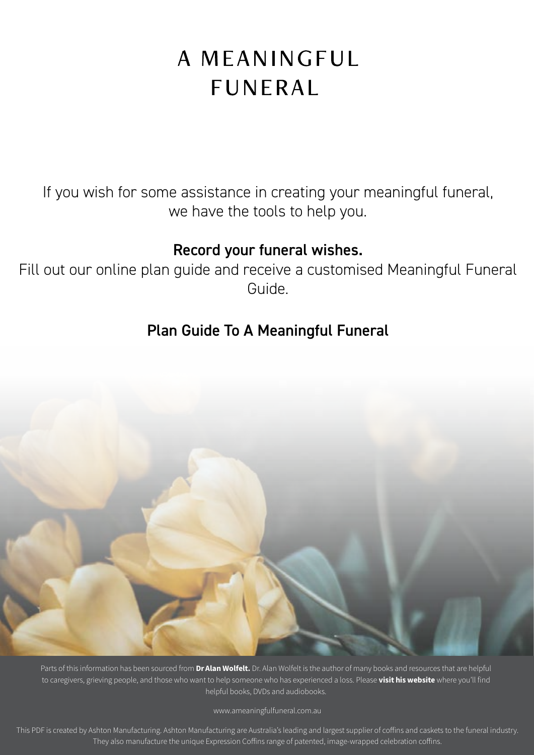# A MEANINGFUL FUNERAL

If you wish for some assistance in creating your meaningful funeral, we have the tools to help you.

**Record your funeral wishes.**

Fill out our online plan guide and receive a customised Meaningful Funeral Guide.

**Plan Guide To A Meaningful Funeral**

Parts of this information has been sourced from **Dr Alan Wolfelt.** Dr. Alan Wolfelt is the author of many books and resources that are helpful to caregivers, grieving people, and those who want to help someone who has experienced a loss. Please **visit his website** where you'll find helpful books, DVDs and audiobooks.

www.ameaningfulfuneral.com.au

This PDF is created by Ashton Manufacturing. Ashton Manufacturing are Australia's leading and largest supplier of coffins and caskets to the funeral industry. They also manufacture the unique Expression Coffins range of patented, image-wrapped celebration coffins.